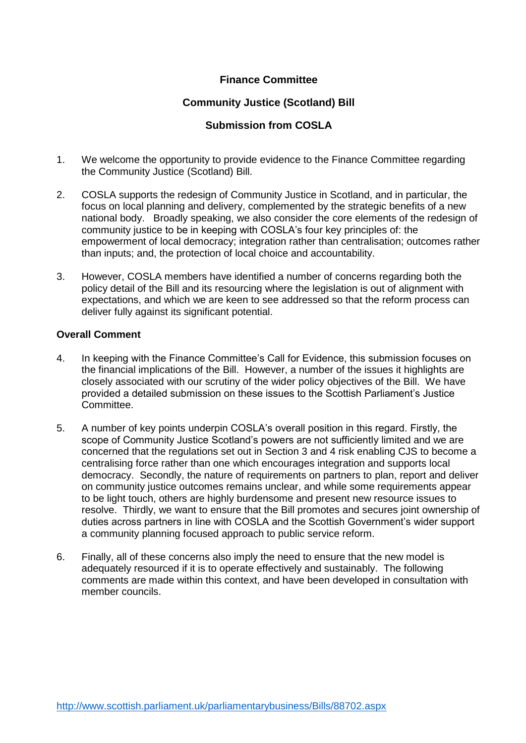**Finance Committee**

**Community Justice (Scotland) Bill**

**Submission from COSLA**

1. We welcome the opportunity to provide evidence to the Finance Committee regarding the Community Justice (Scotland) Bill.

2. COSLA supports the redesign of Community Justice in Scotland, and in particular, the focus on local planning and delivery, complemented by the strategic benefits of a new national body. Broadly speaking, we also consider the core elements of the redesign of community justice to be in keeping with COSLA's four key principles of: the empowerment of local democracy; integration rather than centralisation; outcomes rather than inputs; and, the protection of local choice and accountability.

3. However, COSLA members have identified a number of concerns regarding both the policy detail of the Bill and its resourcing where the legislation is out of alignment with expectations, and which we are keen to see addressed so that the reform process can deliver fully against its significant potential.

**Overall Comment**

4. In keeping with the Finance Committee's Call for Evidence, this submission focuses on the financial implications of the Bill. However, a number of the issues it highlights are closely associated with our scrutiny of the wider policy objectives of the Bill. We have provided a detailed submission on these issues to the Scottish Parliament's Justice Committee.

5. A number of key points underpin COSLA's overall position in this regard. Firstly, the scope of Community Justice Scotland's powers are not sufficiently limited and we are concerned that the regulations set out in Section 3 and 4 risk enabling CJS to become a centralising force rather than one which encourages integration and supports local democracy. Secondly, the nature of requirements on partners to plan, report and deliver on community justice outcomes remains unclear, and while some requirements appear to be light touch, others are highly burdensome and present new resource issues to resolve. Thirdly, we want to ensure that the Bill promotes and secures joint ownership of duties across partners in line with COSLA and the Scottish Government's wider support a community planning focused approach to public service reform.

6. Finally, all of these concerns also imply the need to ensure that the new model is adequately resourced if it is to operate effectively and sustainably. The following comments are made within this context, and have been developed in consultation with member councils.

http://www.scottish.parliament.uk/parliamentarybusiness/Bills/88702.aspx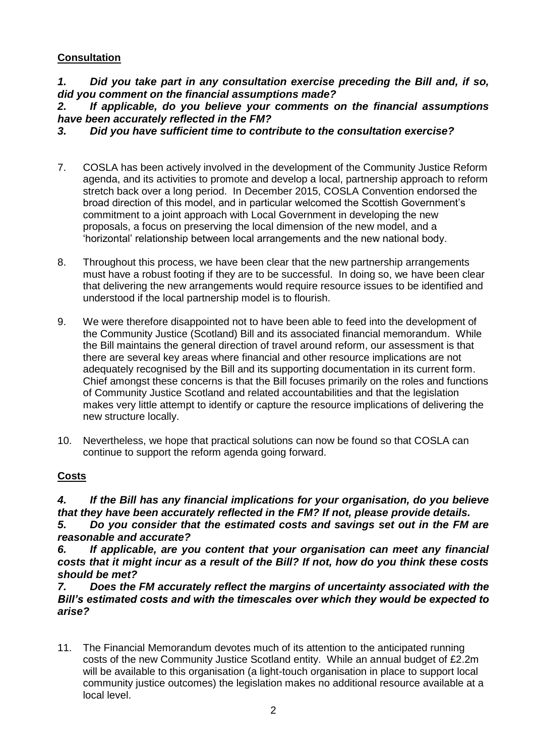**Consultation**

***1. Did you take part in any consultation exercise preceding the Bill and, if so, did you comment on the financial assumptions made?***

***2. If applicable, do you believe your comments on the financial assumptions have been accurately reflected in the FM?***

***3. Did you have sufficient time to contribute to the consultation exercise?***

7. COSLA has been actively involved in the development of the Community Justice Reform agenda, and its activities to promote and develop a local, partnership approach to reform stretch back over a long period. In December 2015, COSLA Convention endorsed the broad direction of this model, and in particular welcomed the Scottish Government's commitment to a joint approach with Local Government in developing the new proposals, a focus on preserving the local dimension of the new model, and a 'horizontal' relationship between local arrangements and the new national body.

8. Throughout this process, we have been clear that the new partnership arrangements must have a robust footing if they are to be successful. In doing so, we have been clear that delivering the new arrangements would require resource issues to be identified and understood if the local partnership model is to flourish.

9. We were therefore disappointed not to have been able to feed into the development of the Community Justice (Scotland) Bill and its associated financial memorandum. While the Bill maintains the general direction of travel around reform, our assessment is that there are several key areas where financial and other resource implications are not adequately recognised by the Bill and its supporting documentation in its current form. Chief amongst these concerns is that the Bill focuses primarily on the roles and functions of Community Justice Scotland and related accountabilities and that the legislation makes very little attempt to identify or capture the resource implications of delivering the new structure locally.

10. Nevertheless, we hope that practical solutions can now be found so that COSLA can continue to support the reform agenda going forward.

**Costs**

***4. If the Bill has any financial implications for your organisation, do you believe that they have been accurately reflected in the FM? If not, please provide details.***

***5. Do you consider that the estimated costs and savings set out in the FM are reasonable and accurate?***

***6. If applicable, are you content that your organisation can meet any financial costs that it might incur as a result of the Bill? If not, how do you think these costs should be met?***

***7. Does the FM accurately reflect the margins of uncertainty associated with the Bill's estimated costs and with the timescales over which they would be expected to arise?***

11. The Financial Memorandum devotes much of its attention to the anticipated running costs of the new Community Justice Scotland entity. While an annual budget of £2.2m will be available to this organisation (a light-touch organisation in place to support local community justice outcomes) the legislation makes no additional resource available at a local level.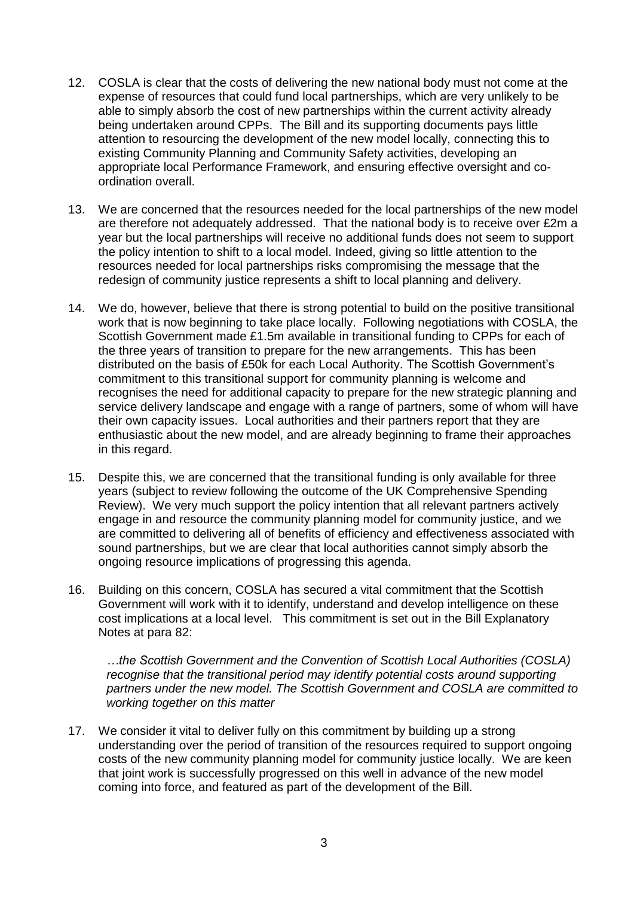12. COSLA is clear that the costs of delivering the new national body must not come at the expense of resources that could fund local partnerships, which are very unlikely to be able to simply absorb the cost of new partnerships within the current activity already being undertaken around CPPs. The Bill and its supporting documents pays little attention to resourcing the development of the new model locally, connecting this to existing Community Planning and Community Safety activities, developing an appropriate local Performance Framework, and ensuring effective oversight and co-ordination overall.

13. We are concerned that the resources needed for the local partnerships of the new model are therefore not adequately addressed. That the national body is to receive over £2m a year but the local partnerships will receive no additional funds does not seem to support the policy intention to shift to a local model. Indeed, giving so little attention to the resources needed for local partnerships risks compromising the message that the redesign of community justice represents a shift to local planning and delivery.

14. We do, however, believe that there is strong potential to build on the positive transitional work that is now beginning to take place locally. Following negotiations with COSLA, the Scottish Government made £1.5m available in transitional funding to CPPs for each of the three years of transition to prepare for the new arrangements. This has been distributed on the basis of £50k for each Local Authority. The Scottish Government's commitment to this transitional support for community planning is welcome and recognises the need for additional capacity to prepare for the new strategic planning and service delivery landscape and engage with a range of partners, some of whom will have their own capacity issues. Local authorities and their partners report that they are enthusiastic about the new model, and are already beginning to frame their approaches in this regard.

15. Despite this, we are concerned that the transitional funding is only available for three years (subject to review following the outcome of the UK Comprehensive Spending Review). We very much support the policy intention that all relevant partners actively engage in and resource the community planning model for community justice, and we are committed to delivering all of benefits of efficiency and effectiveness associated with sound partnerships, but we are clear that local authorities cannot simply absorb the ongoing resource implications of progressing this agenda.

16. Building on this concern, COSLA has secured a vital commitment that the Scottish Government will work with it to identify, understand and develop intelligence on these cost implications at a local level. This commitment is set out in the Bill Explanatory Notes at para 82:

    *…the Scottish Government and the Convention of Scottish Local Authorities (COSLA) recognise that the transitional period may identify potential costs around supporting partners under the new model. The Scottish Government and COSLA are committed to working together on this matter*

17. We consider it vital to deliver fully on this commitment by building up a strong understanding over the period of transition of the resources required to support ongoing costs of the new community planning model for community justice locally. We are keen that joint work is successfully progressed on this well in advance of the new model coming into force, and featured as part of the development of the Bill.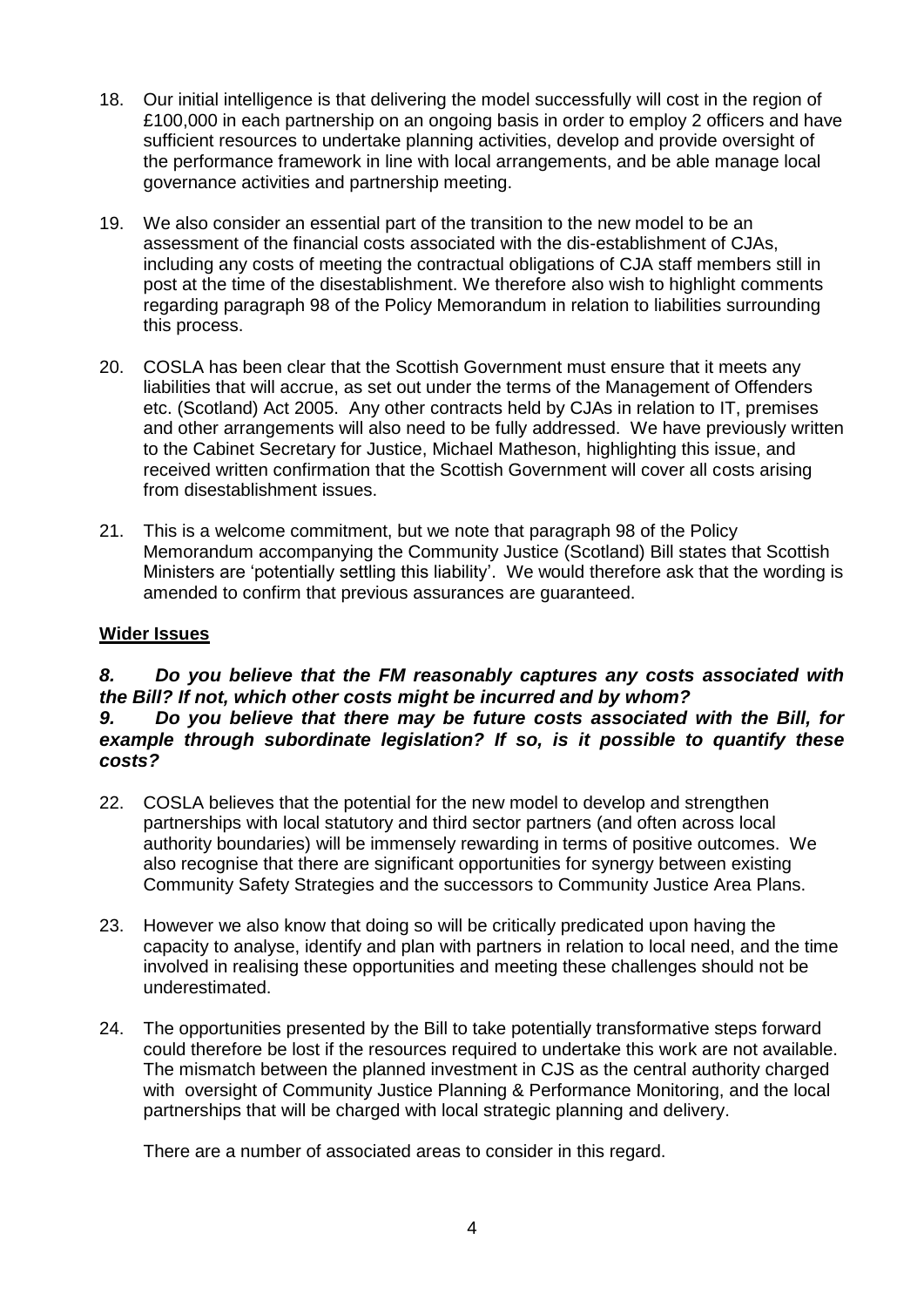18. Our initial intelligence is that delivering the model successfully will cost in the region of £100,000 in each partnership on an ongoing basis in order to employ 2 officers and have sufficient resources to undertake planning activities, develop and provide oversight of the performance framework in line with local arrangements, and be able manage local governance activities and partnership meeting.

19. We also consider an essential part of the transition to the new model to be an assessment of the financial costs associated with the dis-establishment of CJAs, including any costs of meeting the contractual obligations of CJA staff members still in post at the time of the disestablishment. We therefore also wish to highlight comments regarding paragraph 98 of the Policy Memorandum in relation to liabilities surrounding this process.

20. COSLA has been clear that the Scottish Government must ensure that it meets any liabilities that will accrue, as set out under the terms of the Management of Offenders etc. (Scotland) Act 2005. Any other contracts held by CJAs in relation to IT, premises and other arrangements will also need to be fully addressed. We have previously written to the Cabinet Secretary for Justice, Michael Matheson, highlighting this issue, and received written confirmation that the Scottish Government will cover all costs arising from disestablishment issues.

21. This is a welcome commitment, but we note that paragraph 98 of the Policy Memorandum accompanying the Community Justice (Scotland) Bill states that Scottish Ministers are 'potentially settling this liability'. We would therefore ask that the wording is amended to confirm that previous assurances are guaranteed.

**Wider Issues**

***8. Do you believe that the FM reasonably captures any costs associated with the Bill? If not, which other costs might be incurred and by whom?***

***9. Do you believe that there may be future costs associated with the Bill, for example through subordinate legislation? If so, is it possible to quantify these costs?***

22. COSLA believes that the potential for the new model to develop and strengthen partnerships with local statutory and third sector partners (and often across local authority boundaries) will be immensely rewarding in terms of positive outcomes. We also recognise that there are significant opportunities for synergy between existing Community Safety Strategies and the successors to Community Justice Area Plans.

23. However we also know that doing so will be critically predicated upon having the capacity to analyse, identify and plan with partners in relation to local need, and the time involved in realising these opportunities and meeting these challenges should not be underestimated.

24. The opportunities presented by the Bill to take potentially transformative steps forward could therefore be lost if the resources required to undertake this work are not available. The mismatch between the planned investment in CJS as the central authority charged with oversight of Community Justice Planning & Performance Monitoring, and the local partnerships that will be charged with local strategic planning and delivery.

    There are a number of associated areas to consider in this regard.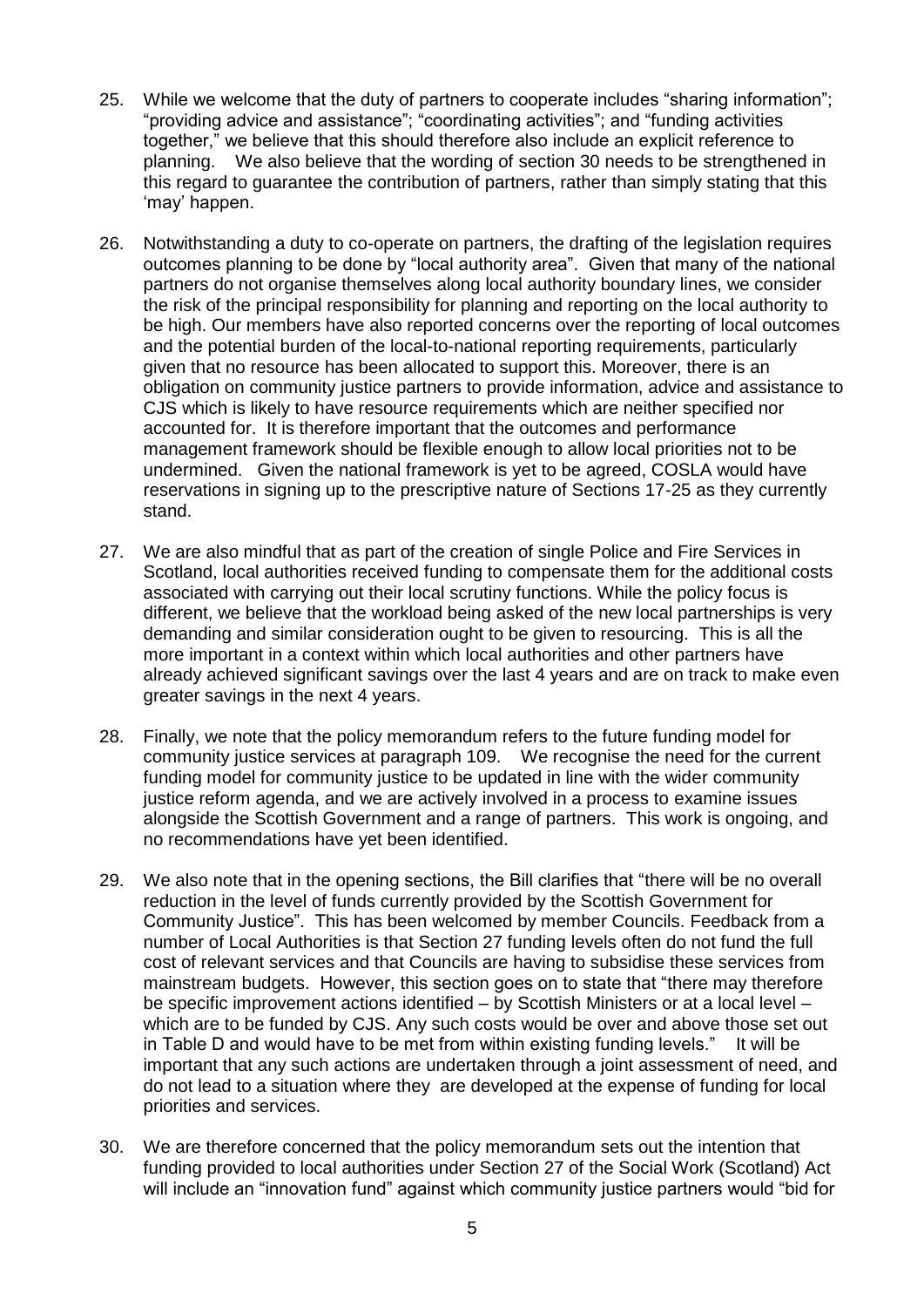25. While we welcome that the duty of partners to cooperate includes "sharing information"; "providing advice and assistance"; "coordinating activities"; and "funding activities together," we believe that this should therefore also include an explicit reference to planning. We also believe that the wording of section 30 needs to be strengthened in this regard to guarantee the contribution of partners, rather than simply stating that this 'may' happen.

26. Notwithstanding a duty to co-operate on partners, the drafting of the legislation requires outcomes planning to be done by "local authority area". Given that many of the national partners do not organise themselves along local authority boundary lines, we consider the risk of the principal responsibility for planning and reporting on the local authority to be high. Our members have also reported concerns over the reporting of local outcomes and the potential burden of the local-to-national reporting requirements, particularly given that no resource has been allocated to support this. Moreover, there is an obligation on community justice partners to provide information, advice and assistance to CJS which is likely to have resource requirements which are neither specified nor accounted for. It is therefore important that the outcomes and performance management framework should be flexible enough to allow local priorities not to be undermined. Given the national framework is yet to be agreed, COSLA would have reservations in signing up to the prescriptive nature of Sections 17-25 as they currently stand.

27. We are also mindful that as part of the creation of single Police and Fire Services in Scotland, local authorities received funding to compensate them for the additional costs associated with carrying out their local scrutiny functions. While the policy focus is different, we believe that the workload being asked of the new local partnerships is very demanding and similar consideration ought to be given to resourcing. This is all the more important in a context within which local authorities and other partners have already achieved significant savings over the last 4 years and are on track to make even greater savings in the next 4 years.

28. Finally, we note that the policy memorandum refers to the future funding model for community justice services at paragraph 109. We recognise the need for the current funding model for community justice to be updated in line with the wider community justice reform agenda, and we are actively involved in a process to examine issues alongside the Scottish Government and a range of partners. This work is ongoing, and no recommendations have yet been identified.

29. We also note that in the opening sections, the Bill clarifies that "there will be no overall reduction in the level of funds currently provided by the Scottish Government for Community Justice". This has been welcomed by member Councils. Feedback from a number of Local Authorities is that Section 27 funding levels often do not fund the full cost of relevant services and that Councils are having to subsidise these services from mainstream budgets. However, this section goes on to state that "there may therefore be specific improvement actions identified – by Scottish Ministers or at a local level – which are to be funded by CJS. Any such costs would be over and above those set out in Table D and would have to be met from within existing funding levels." It will be important that any such actions are undertaken through a joint assessment of need, and do not lead to a situation where they are developed at the expense of funding for local priorities and services.

30. We are therefore concerned that the policy memorandum sets out the intention that funding provided to local authorities under Section 27 of the Social Work (Scotland) Act will include an "innovation fund" against which community justice partners would "bid for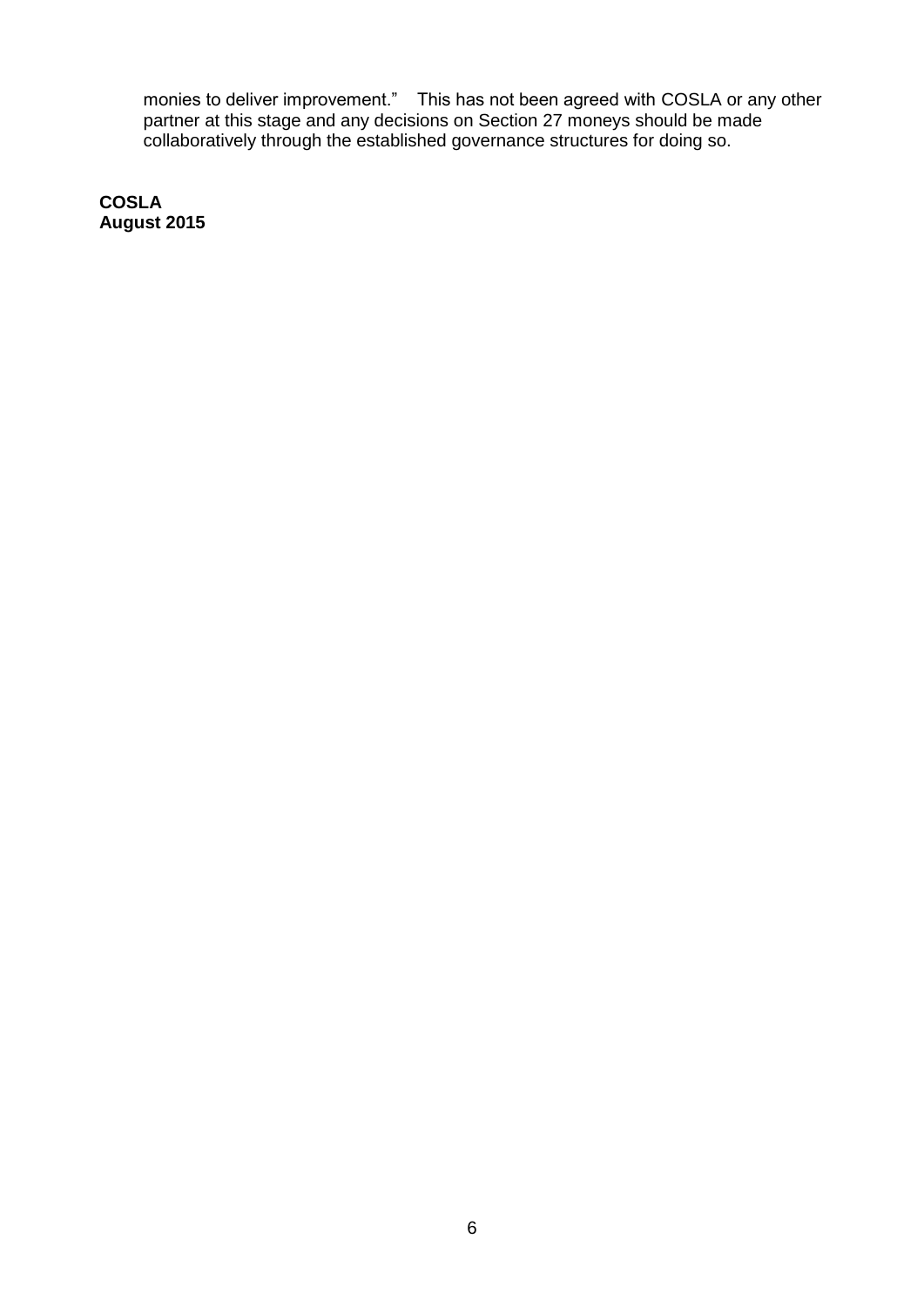monies to deliver improvement." This has not been agreed with COSLA or any other partner at this stage and any decisions on Section 27 moneys should be made collaboratively through the established governance structures for doing so.

**COSLA**
**August 2015**